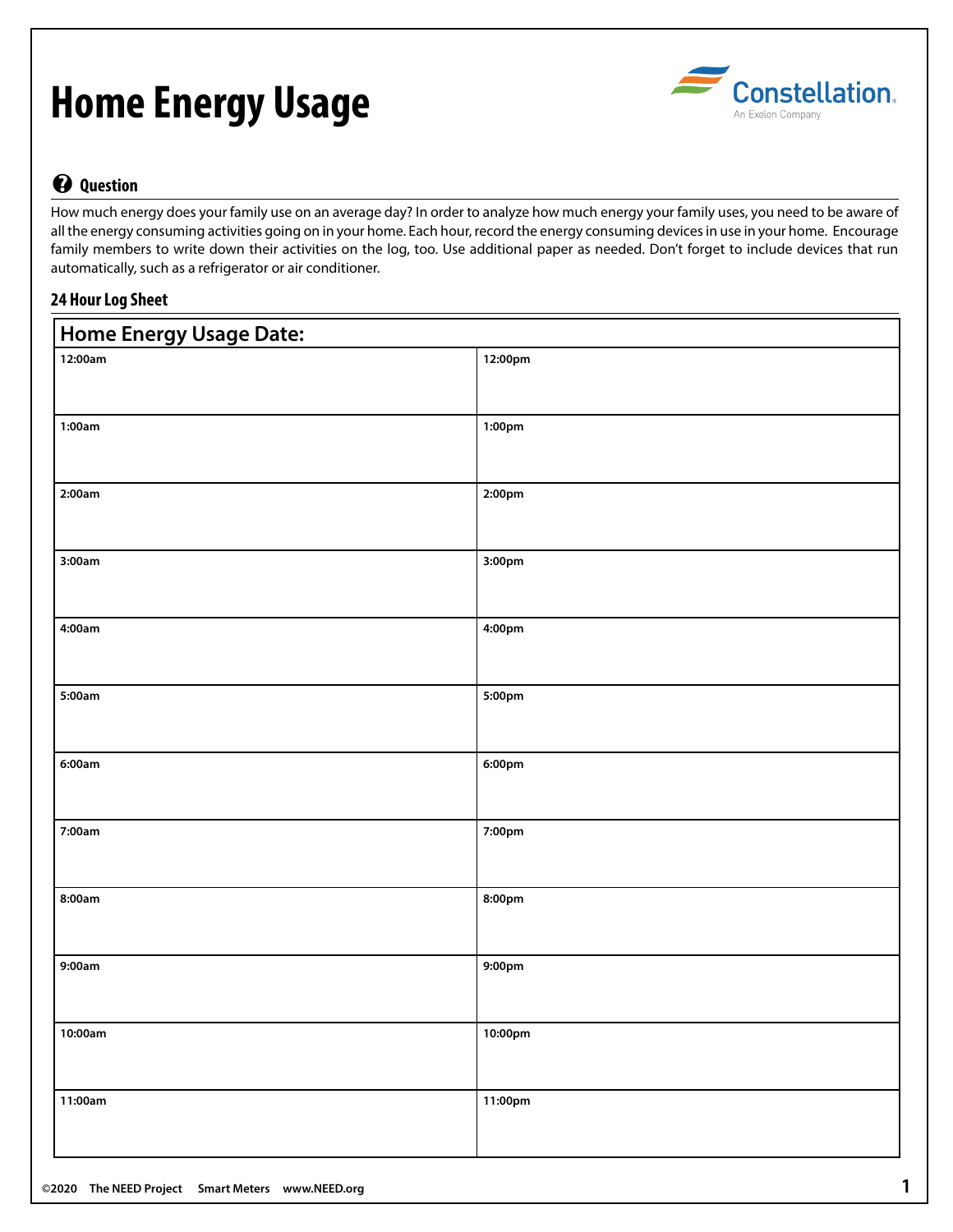# Home Energy Usage

Constellation. An Exelon Company

## Question

How much energy does your family use on an average day? In order to analyze how much energy your family uses, you need to be aware of all the energy consuming activities going on in your home. Each hour, record the energy consuming devices in use in your home. Encourage family members to write down their activities on the log, too. Use additional paper as needed. Don't forget to include devices that run automatically, such as a refrigerator or air conditioner.

### 24 Hour Log Sheet

| Home Energy Usage Date: | |
|---|---|
| 12:00am | 12:00pm |
| 1:00am | 1:00pm |
| 2:00am | 2:00pm |
| 3:00am | 3:00pm |
| 4:00am | 4:00pm |
| 5:00am | 5:00pm |
| 6:00am | 6:00pm |
| 7:00am | 7:00pm |
| 8:00am | 8:00pm |
| 9:00am | 9:00pm |
| 10:00am | 10:00pm |
| 11:00am | 11:00pm |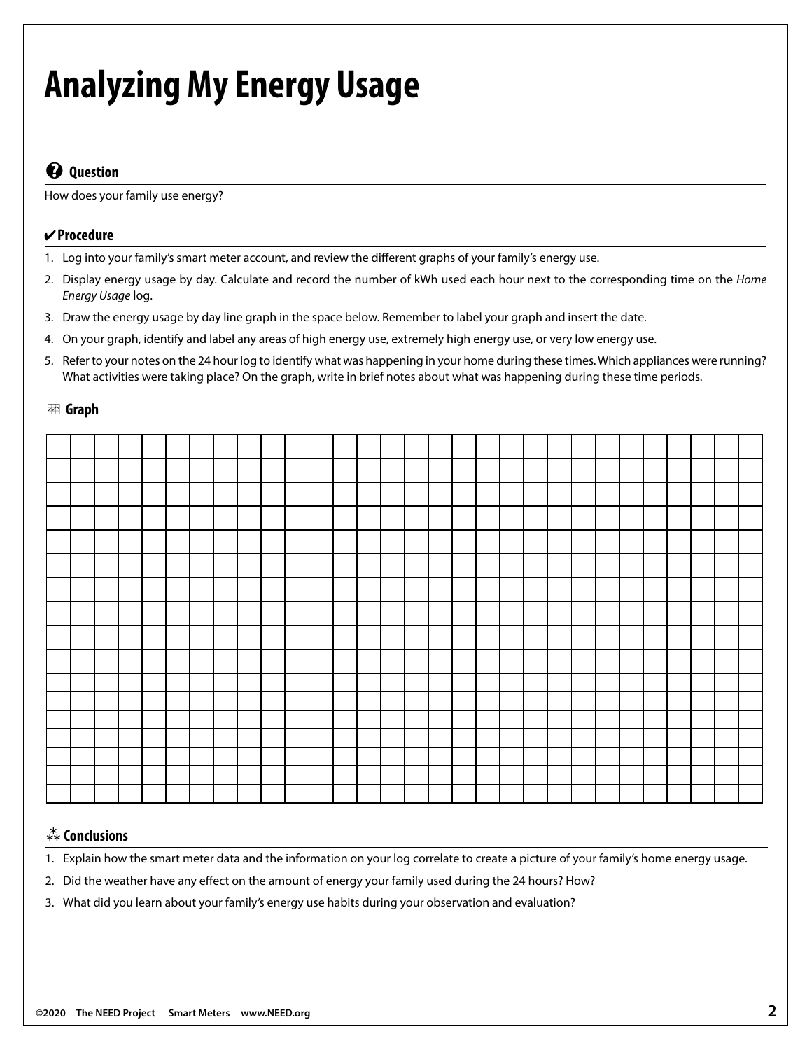# Analyzing My Energy Usage

## Question

How does your family use energy?

## ✔Procedure

1. Log into your family's smart meter account, and review the different graphs of your family's energy use.
2. Display energy usage by day. Calculate and record the number of kWh used each hour next to the corresponding time on the *Home Energy Usage* log.
3. Draw the energy usage by day line graph in the space below. Remember to label your graph and insert the date.
4. On your graph, identify and label any areas of high energy use, extremely high energy use, or very low energy use.
5. Refer to your notes on the 24 hour log to identify what was happening in your home during these times. Which appliances were running? What activities were taking place? On the graph, write in brief notes about what was happening during these time periods.

## Graph

## Conclusions

1. Explain how the smart meter data and the information on your log correlate to create a picture of your family's home energy usage.
2. Did the weather have any effect on the amount of energy your family used during the 24 hours? How?
3. What did you learn about your family's energy use habits during your observation and evaluation?